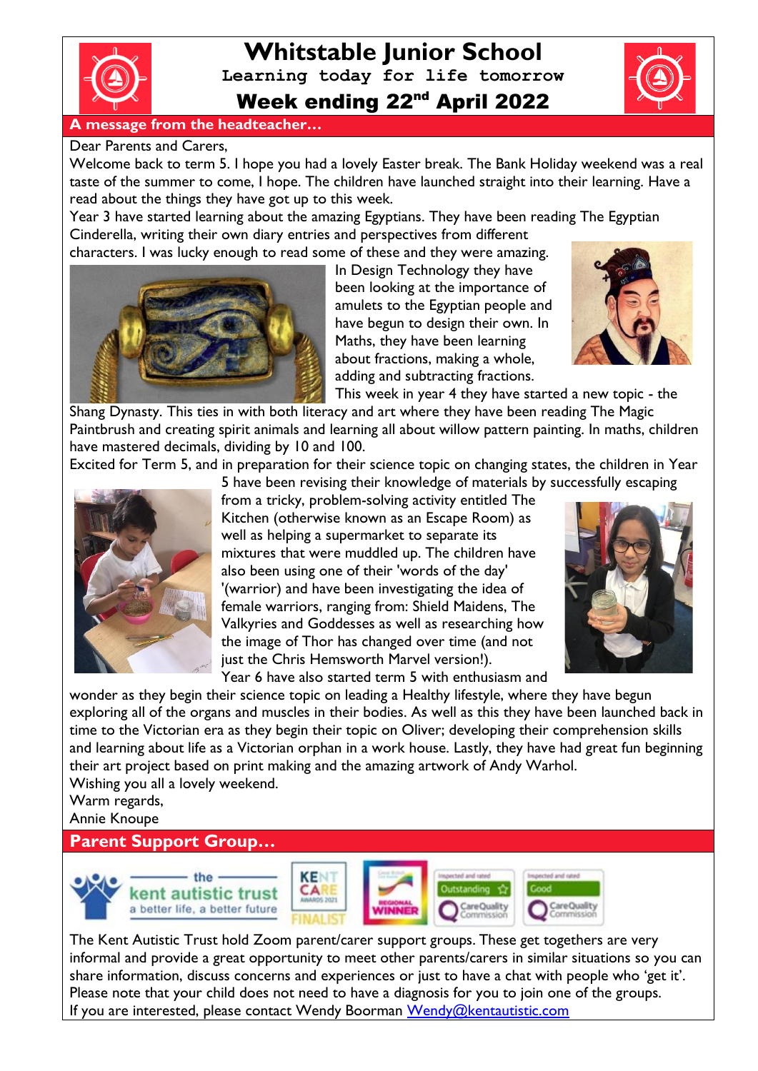# Whitstable Junior School

**Learning today for life tomorrow**

## Week ending 22nd April 2022

### A message from the headteacher…

Dear Parents and Carers,

Welcome back to term 5. I hope you had a lovely Easter break. The Bank Holiday weekend was a real taste of the summer to come, I hope. The children have launched straight into their learning. Have a read about the things they have got up to this week.

Year 3 have started learning about the amazing Egyptians. They have been reading The Egyptian Cinderella, writing their own diary entries and perspectives from different characters. I was lucky enough to read some of these and they were amazing. In Design Technology they have been looking at the importance of amulets to the Egyptian people and have begun to design their own. In Maths, they have been learning about fractions, making a whole, adding and subtracting fractions.

This week in year 4 they have started a new topic - the Shang Dynasty. This ties in with both literacy and art where they have been reading The Magic Paintbrush and creating spirit animals and learning all about willow pattern painting. In maths, children have mastered decimals, dividing by 10 and 100.

Excited for Term 5, and in preparation for their science topic on changing states, the children in Year 5 have been revising their knowledge of materials by successfully escaping from a tricky, problem-solving activity entitled The Kitchen (otherwise known as an Escape Room) as well as helping a supermarket to separate its mixtures that were muddled up. The children have also been using one of their 'words of the day' '(warrior) and have been investigating the idea of female warriors, ranging from: Shield Maidens, The Valkyries and Goddesses as well as researching how the image of Thor has changed over time (and not just the Chris Hemsworth Marvel version!).

Year 6 have also started term 5 with enthusiasm and wonder as they begin their science topic on leading a Healthy lifestyle, where they have begun exploring all of the organs and muscles in their bodies. As well as this they have been launched back in time to the Victorian era as they begin their topic on Oliver; developing their comprehension skills and learning about life as a Victorian orphan in a work house. Lastly, they have had great fun beginning their art project based on print making and the amazing artwork of Andy Warhol.

Wishing you all a lovely weekend.

Warm regards,

Annie Knoupe

### Parent Support Group…

The Kent Autistic Trust hold Zoom parent/carer support groups. These get togethers are very informal and provide a great opportunity to meet other parents/carers in similar situations so you can share information, discuss concerns and experiences or just to have a chat with people who 'get it'. Please note that your child does not need to have a diagnosis for you to join one of the groups.

If you are interested, please contact Wendy Boorman Wendy@kentautistic.com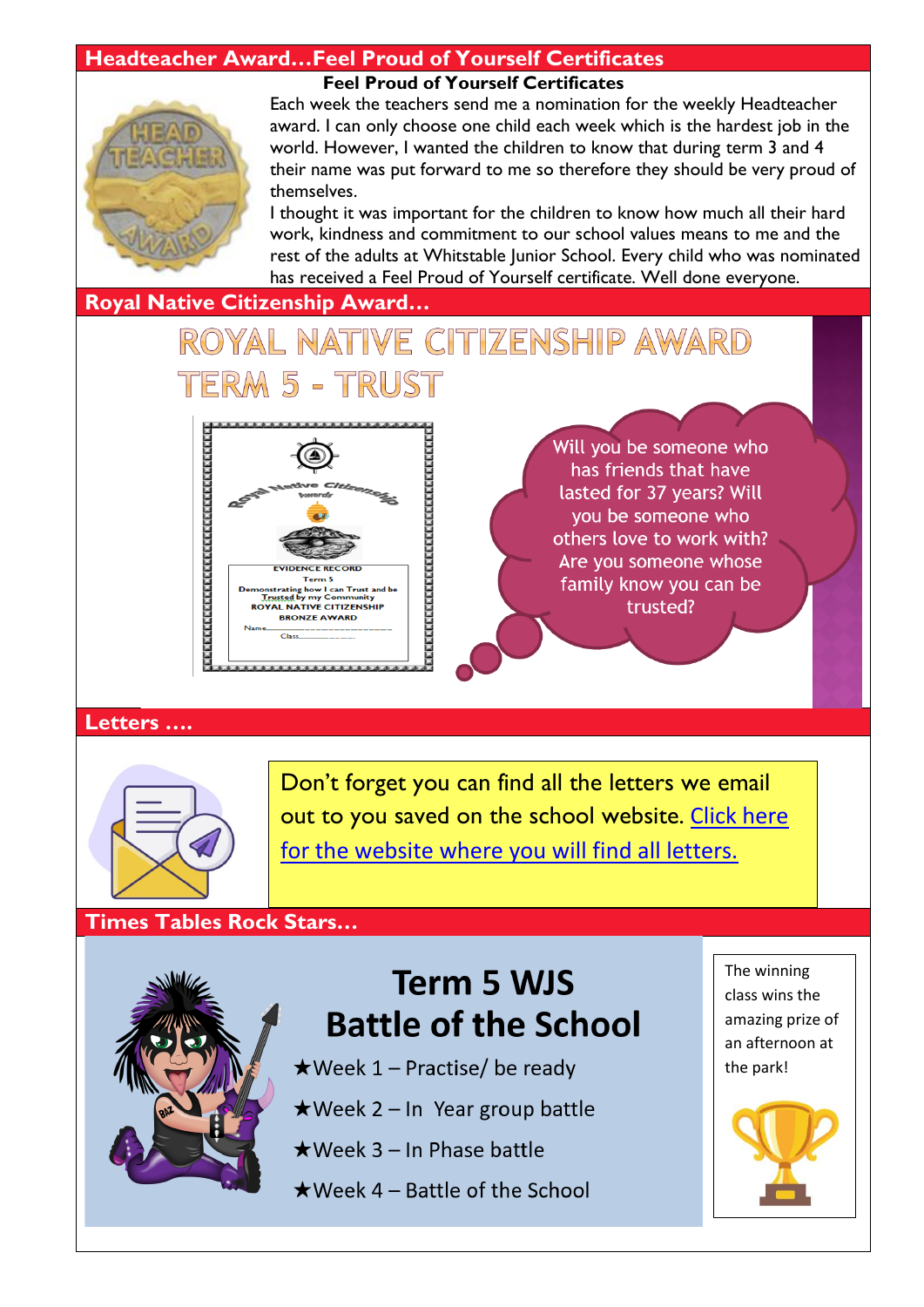## Headteacher Award…Feel Proud of Yourself Certificates

**Feel Proud of Yourself Certificates**

Each week the teachers send me a nomination for the weekly Headteacher award. I can only choose one child each week which is the hardest job in the world. However, I wanted the children to know that during term 3 and 4 their name was put forward to me so therefore they should be very proud of themselves.

I thought it was important for the children to know how much all their hard work, kindness and commitment to our school values means to me and the rest of the adults at Whitstable Junior School. Every child who was nominated has received a Feel Proud of Yourself certificate. Well done everyone.

## Royal Native Citizenship Award…

# ROYAL NATIVE CITIZENSHIP AWARD

# TERM 5 - TRUST

Royal Native Citizenship Awards

EVIDENCE RECORD
Term 5
Demonstrating how I can Trust and be Trusted by my Community
ROYAL NATIVE CITIZENSHIP
BRONZE AWARD
Name……………………
Class……………

Will you be someone who has friends that have lasted for 37 years? Will you be someone who others love to work with? Are you someone whose family know you can be trusted?

## Letters ….

Don't forget you can find all the letters we email out to you saved on the school website. Click here for the website where you will find all letters.

## Times Tables Rock Stars…

# Term 5 WJS Battle of the School

- ★Week 1 – Practise/ be ready
- ★Week 2 – In Year group battle
- ★Week 3 – In Phase battle
- ★Week 4 – Battle of the School

The winning class wins the amazing prize of an afternoon at the park!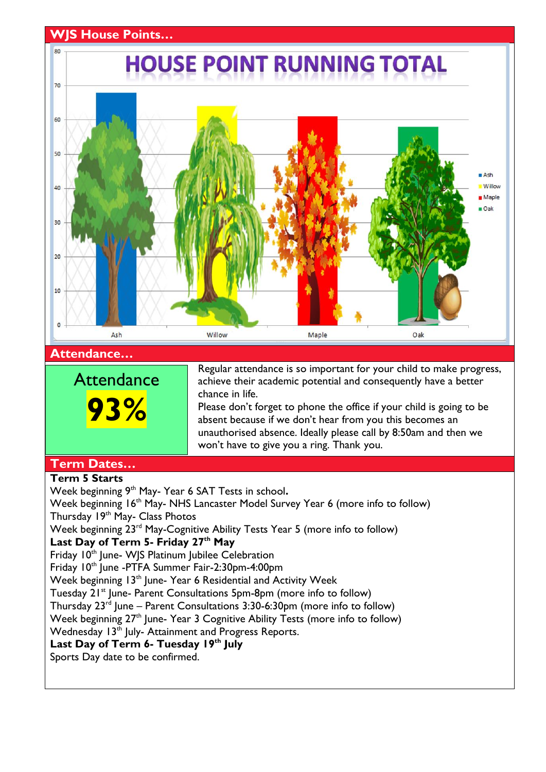## WJS House Points…

HOUSE POINT RUNNING TOTAL

80
70
60
50
40
30
20
10
0

Ash
Willow
Maple
Oak

Ash
Willow
Maple
Oak

## Attendance…

Attendance

**93%**

Regular attendance is so important for your child to make progress, achieve their academic potential and consequently have a better chance in life.

Please don't forget to phone the office if your child is going to be absent because if we don't hear from you this becomes an unauthorised absence. Ideally please call by 8:50am and then we won't have to give you a ring. Thank you.

## Term Dates…

**Term 5 Starts**

Week beginning 9th May- Year 6 SAT Tests in school.

Week beginning 16th May- NHS Lancaster Model Survey Year 6 (more info to follow)

Thursday 19th May- Class Photos

Week beginning 23rd May-Cognitive Ability Tests Year 5 (more info to follow)

**Last Day of Term 5- Friday 27th May**

Friday 10th June- WJS Platinum Jubilee Celebration

Friday 10th June -PTFA Summer Fair-2:30pm-4:00pm

Week beginning 13th June- Year 6 Residential and Activity Week

Tuesday 21st June- Parent Consultations 5pm-8pm (more info to follow)

Thursday 23rd June – Parent Consultations 3:30-6:30pm (more info to follow)

Week beginning 27th June- Year 3 Cognitive Ability Tests (more info to follow)

Wednesday 13th July- Attainment and Progress Reports.

**Last Day of Term 6- Tuesday 19th July**

Sports Day date to be confirmed.